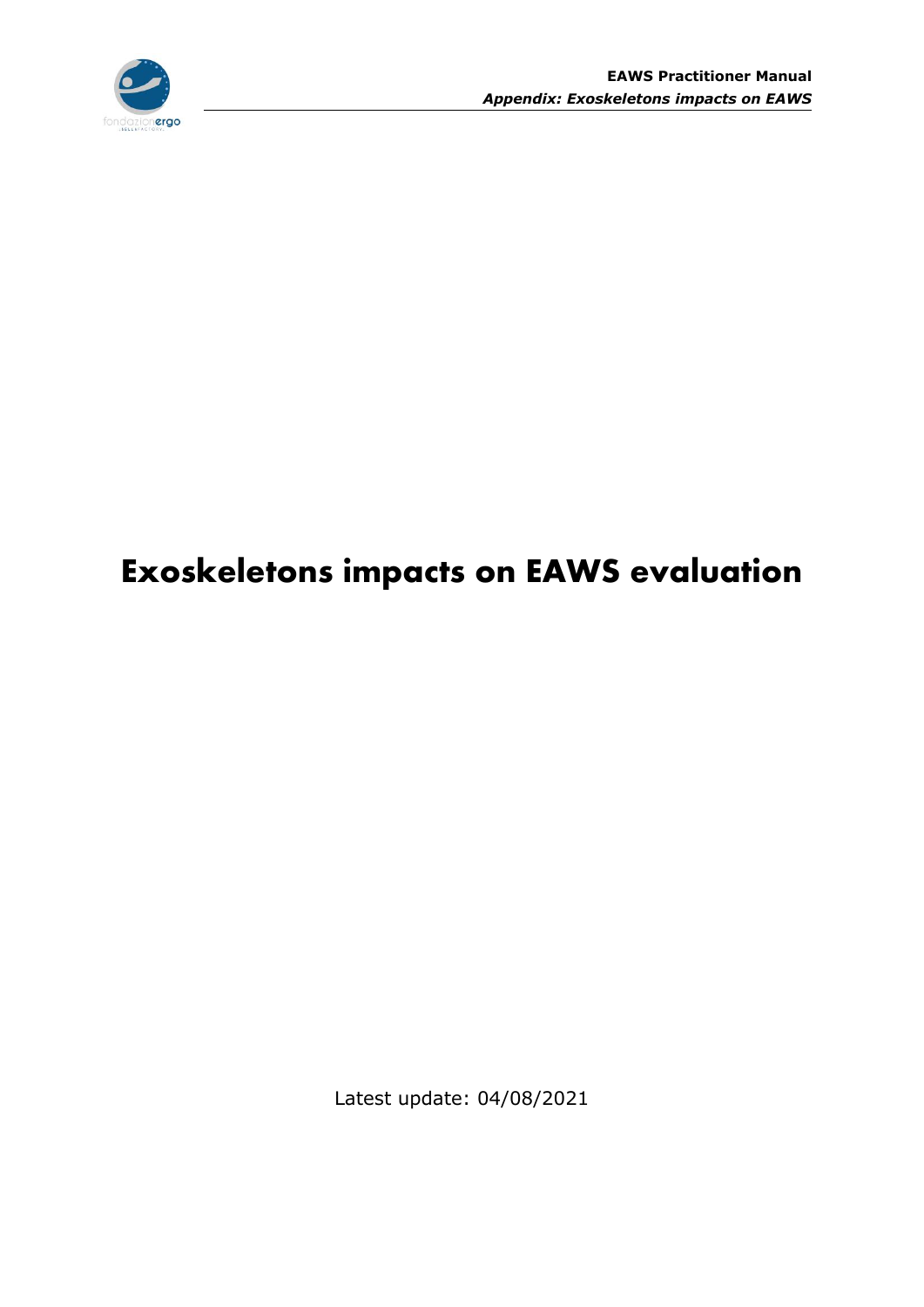# Exoskeletons impacts on EAWS evaluation

Latest update: 04/08/2021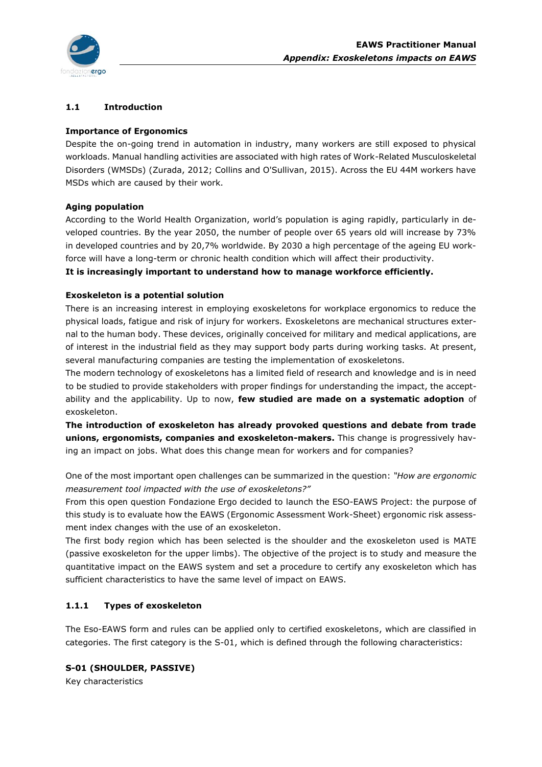## 1.1 Introduction

**Importance of Ergonomics**

Despite the on-going trend in automation in industry, many workers are still exposed to physical workloads. Manual handling activities are associated with high rates of Work-Related Musculoskeletal Disorders (WMSDs) (Zurada, 2012; Collins and O'Sullivan, 2015). Across the EU 44M workers have MSDs which are caused by their work.

**Aging population**

According to the World Health Organization, world's population is aging rapidly, particularly in developed countries. By the year 2050, the number of people over 65 years old will increase by 73% in developed countries and by 20,7% worldwide. By 2030 a high percentage of the ageing EU workforce will have a long-term or chronic health condition which will affect their productivity.

**It is increasingly important to understand how to manage workforce efficiently.**

**Exoskeleton is a potential solution**

There is an increasing interest in employing exoskeletons for workplace ergonomics to reduce the physical loads, fatigue and risk of injury for workers. Exoskeletons are mechanical structures external to the human body. These devices, originally conceived for military and medical applications, are of interest in the industrial field as they may support body parts during working tasks. At present, several manufacturing companies are testing the implementation of exoskeletons.

The modern technology of exoskeletons has a limited field of research and knowledge and is in need to be studied to provide stakeholders with proper findings for understanding the impact, the acceptability and the applicability. Up to now, **few studied are made on a systematic adoption** of exoskeleton.

**The introduction of exoskeleton has already provoked questions and debate from trade unions, ergonomists, companies and exoskeleton-makers.** This change is progressively having an impact on jobs. What does this change mean for workers and for companies?

One of the most important open challenges can be summarized in the question: *"How are ergonomic measurement tool impacted with the use of exoskeletons?"*

From this open question Fondazione Ergo decided to launch the ESO-EAWS Project: the purpose of this study is to evaluate how the EAWS (Ergonomic Assessment Work-Sheet) ergonomic risk assessment index changes with the use of an exoskeleton.

The first body region which has been selected is the shoulder and the exoskeleton used is MATE (passive exoskeleton for the upper limbs). The objective of the project is to study and measure the quantitative impact on the EAWS system and set a procedure to certify any exoskeleton which has sufficient characteristics to have the same level of impact on EAWS.

### 1.1.1 Types of exoskeleton

The Eso-EAWS form and rules can be applied only to certified exoskeletons, which are classified in categories. The first category is the S-01, which is defined through the following characteristics:

**S-01 (SHOULDER, PASSIVE)**

Key characteristics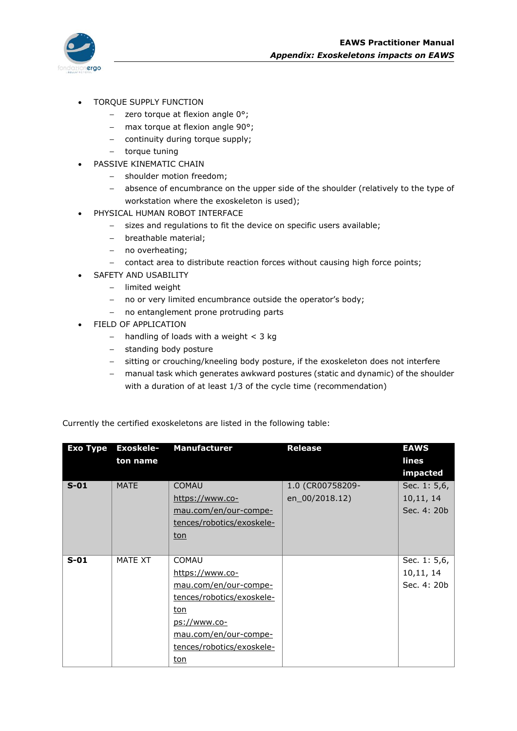- TORQUE SUPPLY FUNCTION
  - zero torque at flexion angle 0°;
  - max torque at flexion angle 90°;
  - continuity during torque supply;
  - torque tuning
- PASSIVE KINEMATIC CHAIN
  - shoulder motion freedom;
  - absence of encumbrance on the upper side of the shoulder (relatively to the type of workstation where the exoskeleton is used);
- PHYSICAL HUMAN ROBOT INTERFACE
  - sizes and regulations to fit the device on specific users available;
  - breathable material;
  - no overheating;
  - contact area to distribute reaction forces without causing high force points;
- SAFETY AND USABILITY
  - limited weight
  - no or very limited encumbrance outside the operator's body;
  - no entanglement prone protruding parts
- FIELD OF APPLICATION
  - handling of loads with a weight < 3 kg
  - standing body posture
  - sitting or crouching/kneeling body posture, if the exoskeleton does not interfere
  - manual task which generates awkward postures (static and dynamic) of the shoulder with a duration of at least 1/3 of the cycle time (recommendation)

Currently the certified exoskeletons are listed in the following table:

| Exo Type | Exoskele-ton name | Manufacturer | Release | EAWS lines impacted |
|---|---|---|---|---|
| **S-01** | MATE | COMAU https://www.comau.com/en/our-competences/robotics/exoskeleton | 1.0 (CR00758209-en_00/2018.12) | Sec. 1: 5,6, 10,11, 14 Sec. 4: 20b |
| **S-01** | MATE XT | COMAU https://www.comau.com/en/our-competences/robotics/exoskeleton ps://www.comau.com/en/our-competences/robotics/exoskeleton | | Sec. 1: 5,6, 10,11, 14 Sec. 4: 20b |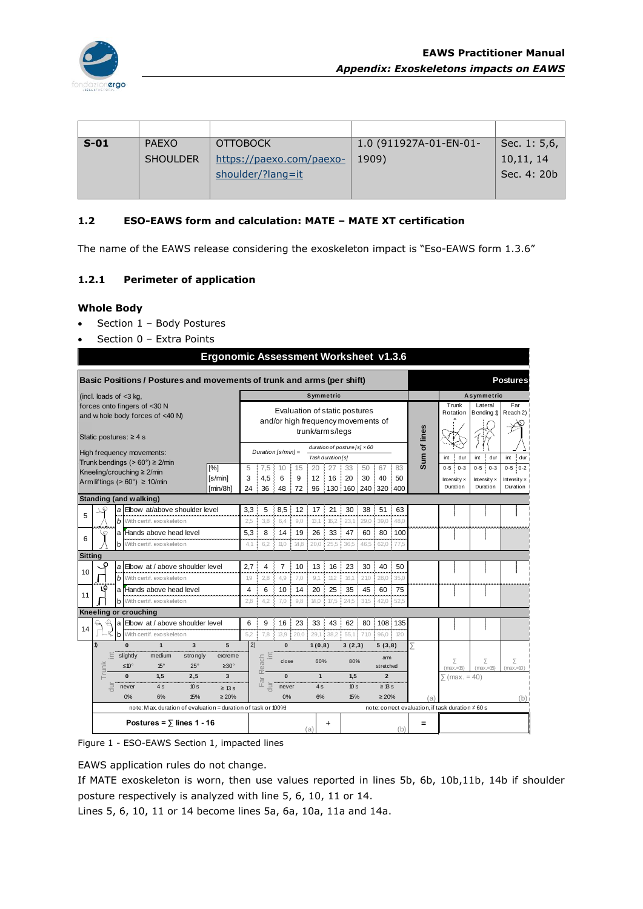| S-01 | PAEXO SHOULDER | OTTOBOCK https://paexo.com/paexo-shoulder/?lang=it | 1.0 (911927A-01-EN-01-1909) | Sec. 1: 5,6, 10,11, 14 Sec. 4: 20b |
|---|---|---|---|---|

### 1.2 ESO-EAWS form and calculation: MATE – MATE XT certification

The name of the EAWS release considering the exoskeleton impact is “Eso-EAWS form 1.3.6”

#### 1.2.1 Perimeter of application

**Whole Body**

- Section 1 – Body Postures
- Section 0 – Extra Points

**Ergonomic Assessment Worksheet v1.3.6**

**Basic Positions / Postures and movements of trunk and arms (per shift)**

(incl. loads of <3 kg, forces onto fingers of <30 N and whole body forces of <40 N)

Static postures: ≥ 4 s

High frequency movements: Trunk bendings (> 60°) ≥ 2/min; Kneeling/crouching ≥ 2/min; Arm liftings (> 60°) ≥ 10/min

Symmetric: Evaluation of static postures and/or high frequency movements of trunk/arms/legs. Duration [s/min] = duration of posture [s] × 60 / Task duration [s]

| | | | | | | | | | | | | | | Sum of lines | Trunk Rotation | Lateral Bending 1) | Far Reach 2) |
|---|---|---|---|---|---|---|---|---|---|---|---|---|---|---|---|---|---|
| | | [%] | 5 | 7,5 | 10 | 15 | 20 | 27 | 33 | 50 | 67 | 83 | | | | |
| | | [s/min] | 3 | 4,5 | 6 | 9 | 12 | 16 | 20 | 30 | 40 | 50 | | | | |
| | | [min/8h] | 24 | 36 | 48 | 72 | 96 | 130 | 160 | 240 | 320 | 400 | | | | |
| **Standing (and walking)** | | | | | | | | | | | | | | | | |
| 5 | a | Elbow at/above shoulder level | 3,3 | 5 | 8,5 | 12 | 17 | 21 | 30 | 38 | 51 | 63 | | | | |
| | b | With certif. exoskeleton | 2,5 | 3,8 | 6,4 | 9,0 | 13,1 | 16,2 | 23,1 | 29,0 | 39,0 | 48,0 | | | | |
| 6 | a | Hands above head level | 5,3 | 8 | 14 | 19 | 26 | 33 | 47 | 60 | 80 | 100 | | | | |
| | b | With certif. exoskeleton | 4,1 | 6,2 | 11,0 | 14,8 | 20,0 | 25,5 | 36,5 | 46,5 | 62,0 | 77,5 | | | | |
| **Sitting** | | | | | | | | | | | | | | | | |
| 10 | a | Elbow at / above shoulder level | 2,7 | 4 | 7 | 10 | 13 | 16 | 23 | 30 | 40 | 50 | | | | |
| | b | With certif. exoskeleton | 1,9 | 2,8 | 4,9 | 7,0 | 9,1 | 11,2 | 16,1 | 21,0 | 28,0 | 35,0 | | | | |
| 11 | a | Hands above head level | 4 | 6 | 10 | 14 | 20 | 25 | 35 | 45 | 60 | 75 | | | | |
| | b | With certif. exoskeleton | 2,8 | 4,2 | 7,0 | 9,8 | 14,0 | 17,5 | 24,5 | 31,5 | 42,0 | 52,5 | | | | |
| **Kneeling or crouching** | | | | | | | | | | | | | | | | |
| 14 | a | Elbow at / above shoulder level | 6 | 9 | 16 | 23 | 33 | 43 | 62 | 80 | 108 | 135 | | | | |
| | b | With certif. exoskeleton | 5,2 | 7,8 | 13,9 | 20,0 | 29,1 | 38,2 | 55,1 | 71,0 | 96,0 | 120 | | | | |

1) Trunk int: 0 slightly ≤10°; 1 medium 15°; 3 strongly 25°; 5 extreme ≥30°. Trunk dur: 0 never 0%; 1,5 4 s 6%; 2,5 10 s 15%; 3 ≥ 13 s ≥ 20%

2) Far Reach int: 0 close; 1 (0,8) 60%; 3 (2,3) 80%; 5 (3,8) arm stretched. Far Reach dur: 0 never 0%; 1 4 s 6%; 1,5 10 s 15%; 2 ≥ 13 s ≥ 20%

Σ (max.=15), Σ (max.=15), Σ (max.=10); Σ (max. = 40)

note: Max. duration of evaluation = duration of task or 100%; note: correct evaluation, if task duration ≠ 60 s

**Postures = Σ lines 1 - 16** = (a) + (b)

Figure 1 - ESO-EAWS Section 1, impacted lines

EAWS application rules do not change.

If MATE exoskeleton is worn, then use values reported in lines 5b, 6b, 10b,11b, 14b if shoulder posture respectively is analyzed with line 5, 6, 10, 11 or 14.

Lines 5, 6, 10, 11 or 14 become lines 5a, 6a, 10a, 11a and 14a.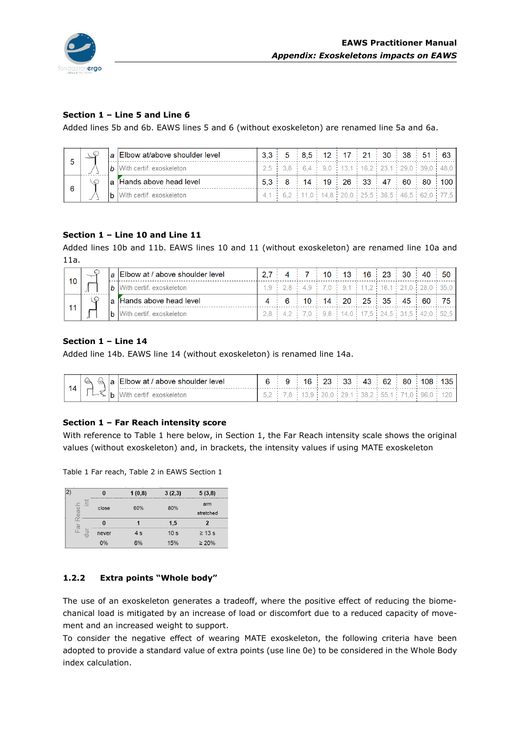**Section 1 – Line 5 and Line 6**

Added lines 5b and 6b. EAWS lines 5 and 6 (without exoskeleton) are renamed line 5a and 6a.

| Line | | | | | | | | | | | | | |
|---|---|---|---|---|---|---|---|---|---|---|---|---|---|
| 5 | a | Elbow at/above shoulder level | 3,3 | 5 | 8,5 | 12 | 17 | 21 | 30 | 38 | 51 | 63 |
| | b | With certif. exoskeleton | 2,5 | 3,8 | 6,4 | 9,0 | 13,1 | 16,2 | 23,1 | 29,0 | 39,0 | 48,0 |
| 6 | a | Hands above head level | 5,3 | 8 | 14 | 19 | 26 | 33 | 47 | 60 | 80 | 100 |
| | b | With certif. exoskeleton | 4,1 | 6,2 | 11,0 | 14,8 | 20,0 | 25,5 | 36,5 | 46,5 | 62,0 | 77,5 |

**Section 1 – Line 10 and Line 11**

Added lines 10b and 11b. EAWS lines 10 and 11 (without exoskeleton) are renamed line 10a and 11a.

| Line | | | | | | | | | | | | |
|---|---|---|---|---|---|---|---|---|---|---|---|---|
| 10 | a | Elbow at / above shoulder level | 2,7 | 4 | 7 | 10 | 13 | 16 | 23 | 30 | 40 | 50 |
| | b | With certif. exoskeleton | 1,9 | 2,8 | 4,9 | 7,0 | 9,1 | 11,2 | 16,1 | 21,0 | 28,0 | 35,0 |
| 11 | a | Hands above head level | 4 | 6 | 10 | 14 | 20 | 25 | 35 | 45 | 60 | 75 |
| | b | With certif. exoskeleton | 2,8 | 4,2 | 7,0 | 9,8 | 14,0 | 17,5 | 24,5 | 31,5 | 42,0 | 52,5 |

**Section 1 – Line 14**

Added line 14b. EAWS line 14 (without exoskeleton) is renamed line 14a.

| Line | | | | | | | | | | | | |
|---|---|---|---|---|---|---|---|---|---|---|---|---|
| 14 | a | Elbow at / above shoulder level | 6 | 9 | 16 | 23 | 33 | 43 | 62 | 80 | 108 | 135 |
| | b | With certif. exoskeleton | 5,2 | 7,8 | 13,9 | 20,0 | 29,1 | 38,2 | 55,1 | 71,0 | 96,0 | 120 |

**Section 1 – Far Reach intensity score**

With reference to Table 1 here below, in Section 1, the Far Reach intensity scale shows the original values (without exoskeleton) and, in brackets, the intensity values if using MATE exoskeleton

Table 1 Far reach, Table 2 in EAWS Section 1

| 2) | | 0 | 1 (0,8) | 3 (2,3) | 5 (3,8) |
|---|---|---|---|---|---|
| Far Reach | int | close | 60% | 80% | arm stretched |
| | | 0 | 1 | 1,5 | 2 |
| | dur | never | 4 s | 10 s | ≥ 13 s |
| | | 0% | 6% | 15% | ≥ 20% |

### 1.2.2 Extra points "Whole body"

The use of an exoskeleton generates a tradeoff, where the positive effect of reducing the biomechanical load is mitigated by an increase of load or discomfort due to a reduced capacity of movement and an increased weight to support.

To consider the negative effect of wearing MATE exoskeleton, the following criteria have been adopted to provide a standard value of extra points (use line 0e) to be considered in the Whole Body index calculation.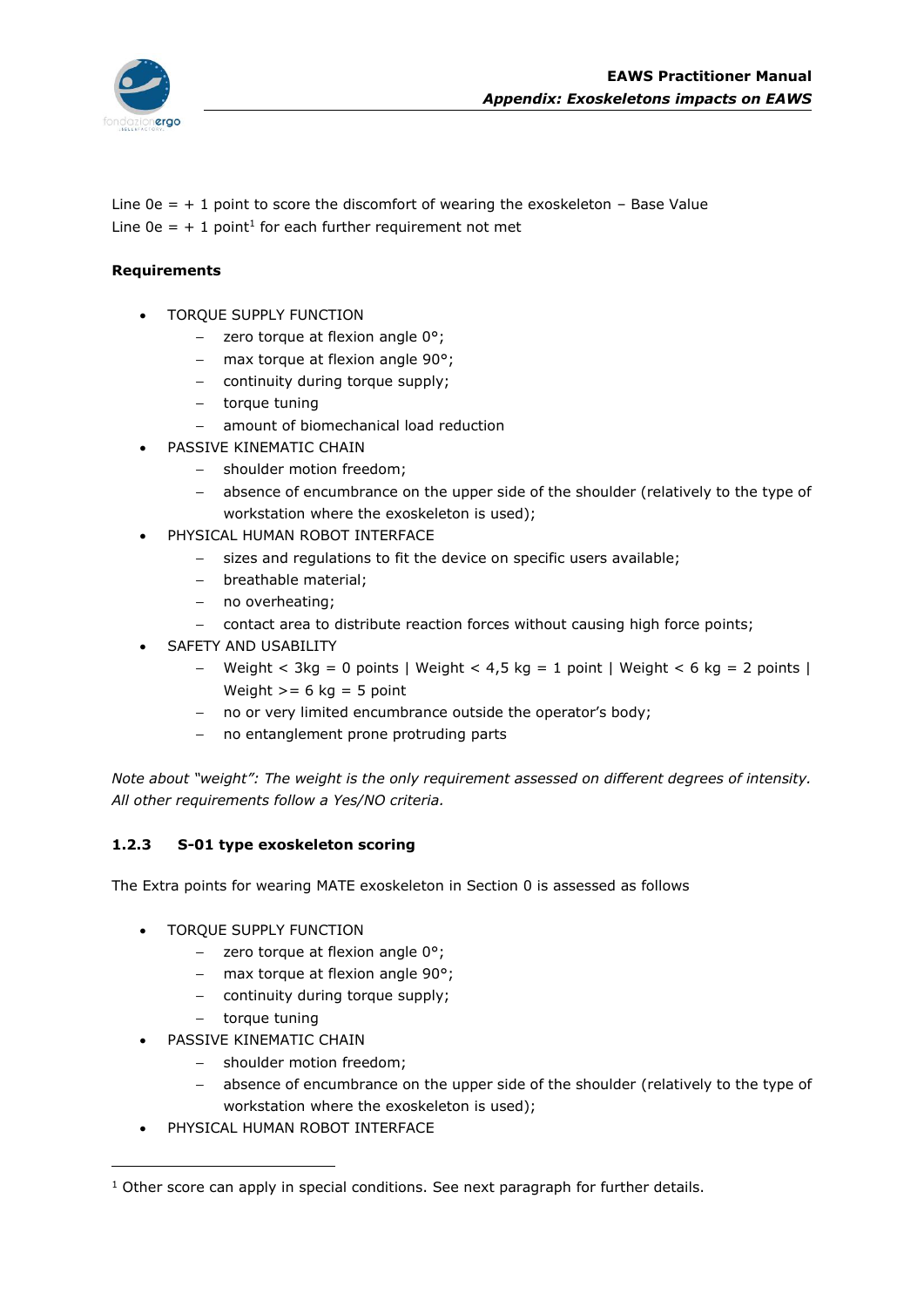Line 0e = + 1 point to score the discomfort of wearing the exoskeleton – Base Value
Line 0e = + 1 point[1] for each further requirement not met

**Requirements**

- TORQUE SUPPLY FUNCTION
  - zero torque at flexion angle 0°;
  - max torque at flexion angle 90°;
  - continuity during torque supply;
  - torque tuning
  - amount of biomechanical load reduction
- PASSIVE KINEMATIC CHAIN
  - shoulder motion freedom;
  - absence of encumbrance on the upper side of the shoulder (relatively to the type of workstation where the exoskeleton is used);
- PHYSICAL HUMAN ROBOT INTERFACE
  - sizes and regulations to fit the device on specific users available;
  - breathable material;
  - no overheating;
  - contact area to distribute reaction forces without causing high force points;
- SAFETY AND USABILITY
  - Weight < 3kg = 0 points | Weight < 4,5 kg = 1 point | Weight < 6 kg = 2 points | Weight >= 6 kg = 5 point
  - no or very limited encumbrance outside the operator's body;
  - no entanglement prone protruding parts

*Note about "weight": The weight is the only requirement assessed on different degrees of intensity. All other requirements follow a Yes/NO criteria.*

### 1.2.3 S-01 type exoskeleton scoring

The Extra points for wearing MATE exoskeleton in Section 0 is assessed as follows

- TORQUE SUPPLY FUNCTION
  - zero torque at flexion angle 0°;
  - max torque at flexion angle 90°;
  - continuity during torque supply;
  - torque tuning
- PASSIVE KINEMATIC CHAIN
  - shoulder motion freedom;
  - absence of encumbrance on the upper side of the shoulder (relatively to the type of workstation where the exoskeleton is used);
- PHYSICAL HUMAN ROBOT INTERFACE

[1] Other score can apply in special conditions. See next paragraph for further details.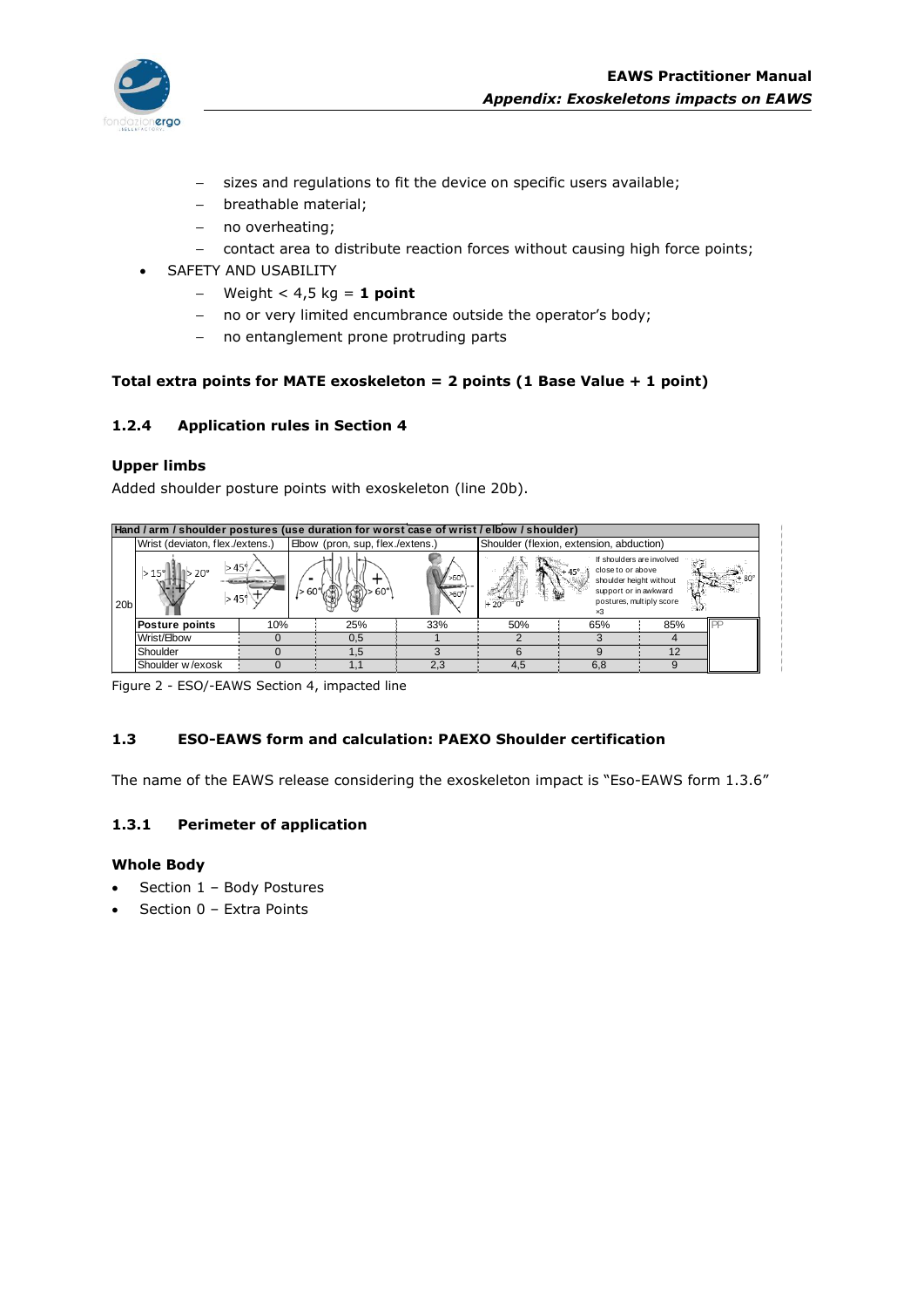- sizes and regulations to fit the device on specific users available;
  - breathable material;
  - no overheating;
  - contact area to distribute reaction forces without causing high force points;
- SAFETY AND USABILITY
  - Weight < 4,5 kg = **1 point**
  - no or very limited encumbrance outside the operator's body;
  - no entanglement prone protruding parts

**Total extra points for MATE exoskeleton = 2 points (1 Base Value + 1 point)**

### 1.2.4 Application rules in Section 4

**Upper limbs**

Added shoulder posture points with exoskeleton (line 20b).

| Hand / arm / shoulder postures (use duration for worst case of wrist / elbow / shoulder) | | | | | | | |
|---|---|---|---|---|---|---|---|
| 20b | Wrist (deviaton, flex./extens.) | Elbow (pron, sup, flex./extens.) | | Shoulder (flexion, extension, abduction) | | | |
| | > 15° > 20° > 45° > 45° | > 60° > 60° | >60° >60° | + 20° 0° | + 45° If shoulders are involved close to or above shoulder height without support or in awkward postures, multiply score x3 | > 80° | |
| | **Posture points** | 10% | 25% | 33% | 50% | 65% | 85% |
| | Wrist/Elbow | 0 | 0,5 | 1 | 2 | 3 | 4 |
| | Shoulder | 0 | 1,5 | 3 | 6 | 9 | 12 |
| | Shoulder w/exosk | 0 | 1,1 | 2,3 | 4,5 | 6,8 | 9 |

Figure 2 - ESO/-EAWS Section 4, impacted line

## 1.3 ESO-EAWS form and calculation: PAEXO Shoulder certification

The name of the EAWS release considering the exoskeleton impact is "Eso-EAWS form 1.3.6"

### 1.3.1 Perimeter of application

**Whole Body**

- Section 1 – Body Postures
- Section 0 – Extra Points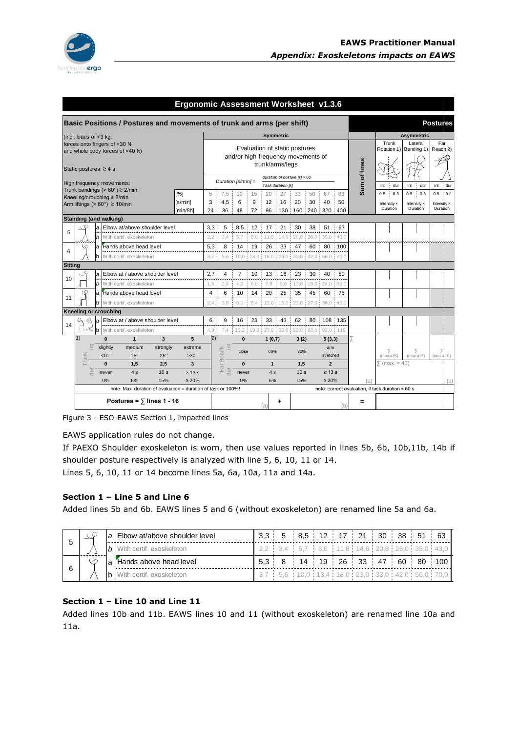**Ergonomic Assessment Worksheet v1.3.6**

**Basic Positions / Postures and movements of trunk and arms (per shift)** — **Postures**

(incl. loads of <3 kg, forces onto fingers of <30 N and whole body forces of <40 N)

Static postures: ≥ 4 s

High frequency movements: Trunk bendings (> 60°) ≥ 2/min; Kneeling/crouching ≥ 2/min; Arm liftings (> 60°) ≥ 10/min

Symmetric: Evaluation of static postures and/or high frequency movements of trunk/arms/legs. Duration [s/min] = duration of posture [s] × 60 / Task duration [s]

| | | | | | | | | | | | |
|---|---|---|---|---|---|---|---|---|---|---|---|
| [%] | 5 | 7,5 | 10 | 15 | 20 | 27 | 33 | 50 | 67 | 83 |
| [s/min] | 3 | 4,5 | 6 | 9 | 12 | 16 | 20 | 30 | 40 | 50 |
| [min/8h] | 24 | 36 | 48 | 72 | 96 | 130 | 160 | 240 | 320 | 400 |

| Line | | Posture | | | | | | | | | | |
|---|---|---|---|---|---|---|---|---|---|---|---|---|
| **Standing (and walking)** | | | | | | | | | | | | |
| 5 | a | Elbow at/above shoulder level | 3,3 | 5 | 8,5 | 12 | 17 | 21 | 30 | 38 | 51 | 63 |
| | b | With certif. exoskeleton | 2,2 | 3,4 | 5,7 | 8,0 | 11,8 | 14,6 | 20,8 | 26,0 | 35,0 | 43,0 |
| 6 | a | Hands above head level | 5,3 | 8 | 14 | 19 | 26 | 33 | 47 | 60 | 80 | 100 |
| | b | With certif. exoskeleton | 3,7 | 5,6 | 10,0 | 13,4 | 18,0 | 23,0 | 33,0 | 42,0 | 56,0 | 70,0 |
| **Sitting** | | | | | | | | | | | | |
| 10 | a | Elbow at / above shoulder level | 2,7 | 4 | 7 | 10 | 13 | 16 | 23 | 30 | 40 | 50 |
| | b | With certif. exoskeleton | 1,6 | 2,4 | 4,2 | 6,0 | 7,8 | 9,6 | 13,8 | 18,0 | 24,0 | 30,0 |
| 11 | a | Hands above head level | 4 | 6 | 10 | 14 | 20 | 25 | 35 | 45 | 60 | 75 |
| | b | With certif. exoskeleton | 2,4 | 3,6 | 6,0 | 8,4 | 12,0 | 15,0 | 21,0 | 27,0 | 36,0 | 45,0 |
| **Kneeling or crouching** | | | | | | | | | | | | |
| 14 | a | Elbow at / above shoulder level | 6 | 9 | 16 | 23 | 33 | 43 | 62 | 80 | 108 | 135 |
| | b | With certif. exoskeleton | 4,9 | 7,4 | 13,2 | 19,0 | 27,8 | 36,6 | 52,8 | 68,0 | 92,0 | 115 |

Asymmetric: Trunk Rotation 1) (int 0-5, dur 0-3), Lateral Bending 1) (int 0-5, dur 0-3), Far Reach 2) (int 0-5, dur 0-2); Intensity × Duration. Sum of lines.

1) Trunk

| | 0 | 1 | 3 | 5 |
|---|---|---|---|---|
| int | slightly ≤10° | medium 15° | strongly 25° | extreme ≥30° |
| | 0 | 1,5 | 2,5 | 3 |
| dur | never 0% | 4 s 6% | 10 s 15% | ≥ 13 s ≥ 20% |

2) Far Reach

| | 0 | 1 (0,7) | 3 (2) | 5 (3,3) |
|---|---|---|---|---|
| int | close | 60% | 80% | arm stretched |
| | 0 | 1 | 1,5 | 2 |
| dur | never 0% | 4 s 6% | 10 s 15% | ≥ 13 s ≥ 20% |

∑ (max.=15), ∑ (max.=15), ∑ (max.=10); ∑ (max. = 40)

note: Max. duration of evaluation = duration of task or 100%!

note: correct evaluation, if task duration ≠ 60 s

**Postures = ∑ lines 1 - 16** = (a) + (b)

Figure 3 - ESO-EAWS Section 1, impacted lines

EAWS application rules do not change.

If PAEXO Shoulder exoskeleton is worn, then use values reported in lines 5b, 6b, 10b,11b, 14b if shoulder posture respectively is analyzed with line 5, 6, 10, 11 or 14.

Lines 5, 6, 10, 11 or 14 become lines 5a, 6a, 10a, 11a and 14a.

### Section 1 – Line 5 and Line 6

Added lines 5b and 6b. EAWS lines 5 and 6 (without exoskeleton) are renamed line 5a and 6a.

| Line | | Posture | | | | | | | | | | |
|---|---|---|---|---|---|---|---|---|---|---|---|---|
| 5 | a | Elbow at/above shoulder level | 3,3 | 5 | 8,5 | 12 | 17 | 21 | 30 | 38 | 51 | 63 |
| | b | With certif. exoskeleton | 2,2 | 3,4 | 5,7 | 8,0 | 11,8 | 14,6 | 20,8 | 26,0 | 35,0 | 43,0 |
| 6 | a | Hands above head level | 5,3 | 8 | 14 | 19 | 26 | 33 | 47 | 60 | 80 | 100 |
| | b | With certif. exoskeleton | 3,7 | 5,6 | 10,0 | 13,4 | 18,0 | 23,0 | 33,0 | 42,0 | 56,0 | 70,0 |

### Section 1 – Line 10 and Line 11

Added lines 10b and 11b. EAWS lines 10 and 11 (without exoskeleton) are renamed line 10a and 11a.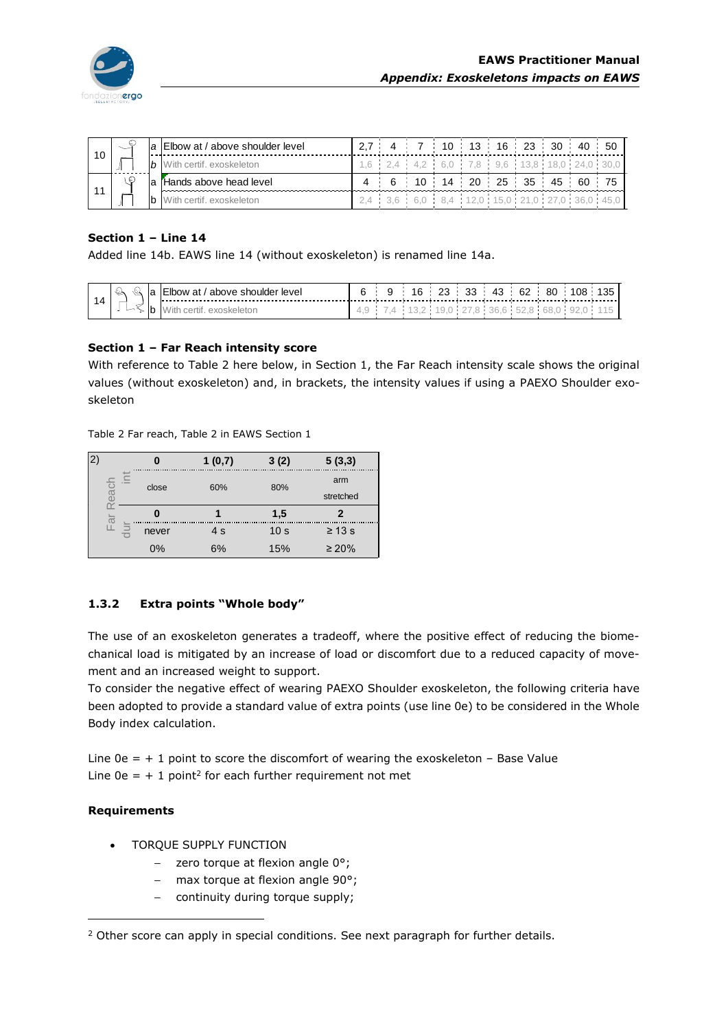| | | | | | | | | | | | | |
|---|---|---|---|---|---|---|---|---|---|---|---|---|
| 10 | a | Elbow at / above shoulder level | 2,7 | 4 | 7 | 10 | 13 | 16 | 23 | 30 | 40 | 50 |
| | b | With certif. exoskeleton | 1,6 | 2,4 | 4,2 | 6,0 | 7,8 | 9,6 | 13,8 | 18,0 | 24,0 | 30,0 |
| 11 | a | Hands above head level | 4 | 6 | 10 | 14 | 20 | 25 | 35 | 45 | 60 | 75 |
| | b | With certif. exoskeleton | 2,4 | 3,6 | 6,0 | 8,4 | 12,0 | 15,0 | 21,0 | 27,0 | 36,0 | 45,0 |

**Section 1 – Line 14**

Added line 14b. EAWS line 14 (without exoskeleton) is renamed line 14a.

| | | | | | | | | | | | | |
|---|---|---|---|---|---|---|---|---|---|---|---|---|
| 14 | a | Elbow at / above shoulder level | 6 | 9 | 16 | 23 | 33 | 43 | 62 | 80 | 108 | 135 |
| | b | With certif. exoskeleton | 4,9 | 7,4 | 13,2 | 19,0 | 27,8 | 36,6 | 52,8 | 68,0 | 92,0 | 115 |

**Section 1 – Far Reach intensity score**

With reference to Table 2 here below, in Section 1, the Far Reach intensity scale shows the original values (without exoskeleton) and, in brackets, the intensity values if using a PAEXO Shoulder exoskeleton

Table 2 Far reach, Table 2 in EAWS Section 1

| 2) | | 0 | 1 (0,7) | 3 (2) | 5 (3,3) |
|---|---|---|---|---|---|
| Far Reach | int | close | 60% | 80% | arm stretched |
| | | 0 | 1 | 1,5 | 2 |
| | dur | never | 4 s | 10 s | ≥ 13 s |
| | | 0% | 6% | 15% | ≥ 20% |

### 1.3.2 Extra points "Whole body"

The use of an exoskeleton generates a tradeoff, where the positive effect of reducing the biomechanical load is mitigated by an increase of load or discomfort due to a reduced capacity of movement and an increased weight to support.

To consider the negative effect of wearing PAEXO Shoulder exoskeleton, the following criteria have been adopted to provide a standard value of extra points (use line 0e) to be considered in the Whole Body index calculation.

Line 0e = + 1 point to score the discomfort of wearing the exoskeleton – Base Value

Line 0e = + 1 point[2] for each further requirement not met

**Requirements**

- TORQUE SUPPLY FUNCTION
  - zero torque at flexion angle 0°;
  - max torque at flexion angle 90°;
  - continuity during torque supply;

[2] Other score can apply in special conditions. See next paragraph for further details.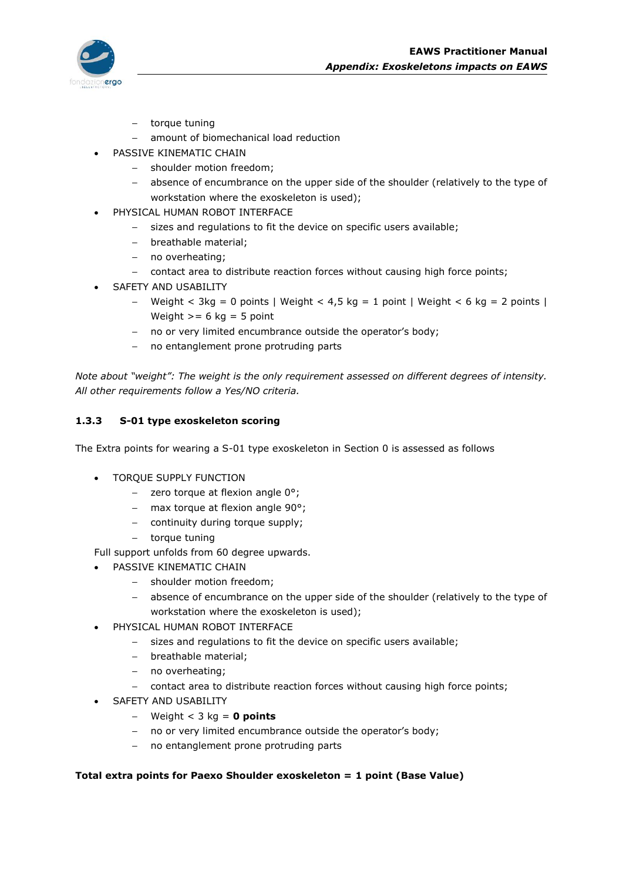- torque tuning
  - amount of biomechanical load reduction
- PASSIVE KINEMATIC CHAIN
  - shoulder motion freedom;
  - absence of encumbrance on the upper side of the shoulder (relatively to the type of workstation where the exoskeleton is used);
- PHYSICAL HUMAN ROBOT INTERFACE
  - sizes and regulations to fit the device on specific users available;
  - breathable material;
  - no overheating;
  - contact area to distribute reaction forces without causing high force points;
- SAFETY AND USABILITY
  - Weight < 3kg = 0 points | Weight < 4,5 kg = 1 point | Weight < 6 kg = 2 points | Weight >= 6 kg = 5 point
  - no or very limited encumbrance outside the operator's body;
  - no entanglement prone protruding parts

*Note about "weight": The weight is the only requirement assessed on different degrees of intensity. All other requirements follow a Yes/NO criteria.*

### 1.3.3 S-01 type exoskeleton scoring

The Extra points for wearing a S-01 type exoskeleton in Section 0 is assessed as follows

- TORQUE SUPPLY FUNCTION
  - zero torque at flexion angle 0°;
  - max torque at flexion angle 90°;
  - continuity during torque supply;
  - torque tuning

  Full support unfolds from 60 degree upwards.
- PASSIVE KINEMATIC CHAIN
  - shoulder motion freedom;
  - absence of encumbrance on the upper side of the shoulder (relatively to the type of workstation where the exoskeleton is used);
- PHYSICAL HUMAN ROBOT INTERFACE
  - sizes and regulations to fit the device on specific users available;
  - breathable material;
  - no overheating;
  - contact area to distribute reaction forces without causing high force points;
- SAFETY AND USABILITY
  - Weight < 3 kg = **0 points**
  - no or very limited encumbrance outside the operator's body;
  - no entanglement prone protruding parts

**Total extra points for Paexo Shoulder exoskeleton = 1 point (Base Value)**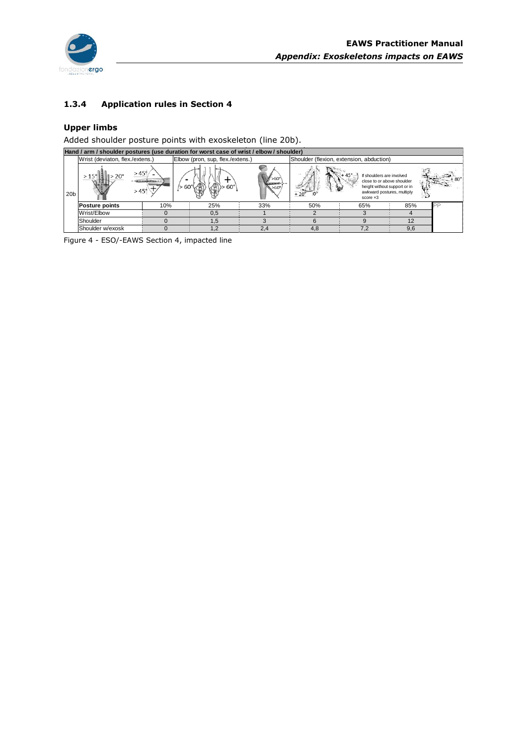### 1.3.4 Application rules in Section 4

#### Upper limbs

Added shoulder posture points with exoskeleton (line 20b).

| Hand / arm / shoulder postures (use duration for worst case of wrist / elbow / shoulder) | | | | | | | | |
|---|---|---|---|---|---|---|---|---|
| | Wrist (deviaton, flex./extens.) | | Elbow (pron, sup, flex./extens.) | | Shoulder (flexion, extension, abduction) | | | |
| 20b | > 15° > 20° > 45° > 45° | | > 60° > 60° | >60° >60° | ± 20° 0° | + 45° If shoulders are involved close to or above shoulder height without support or in awkward postures, multiply score ×3 | | + 80° |
| | **Posture points** | 10% | 25% | 33% | 50% | 65% | 85% | PP |
| | Wrist/Elbow | 0 | 0,5 | 1 | 2 | 3 | 4 | |
| | Shoulder | 0 | 1,5 | 3 | 6 | 9 | 12 | |
| | Shoulder w/exosk | 0 | 1,2 | 2,4 | 4,8 | 7,2 | 9,6 | |

Figure 4 - ESO/-EAWS Section 4, impacted line